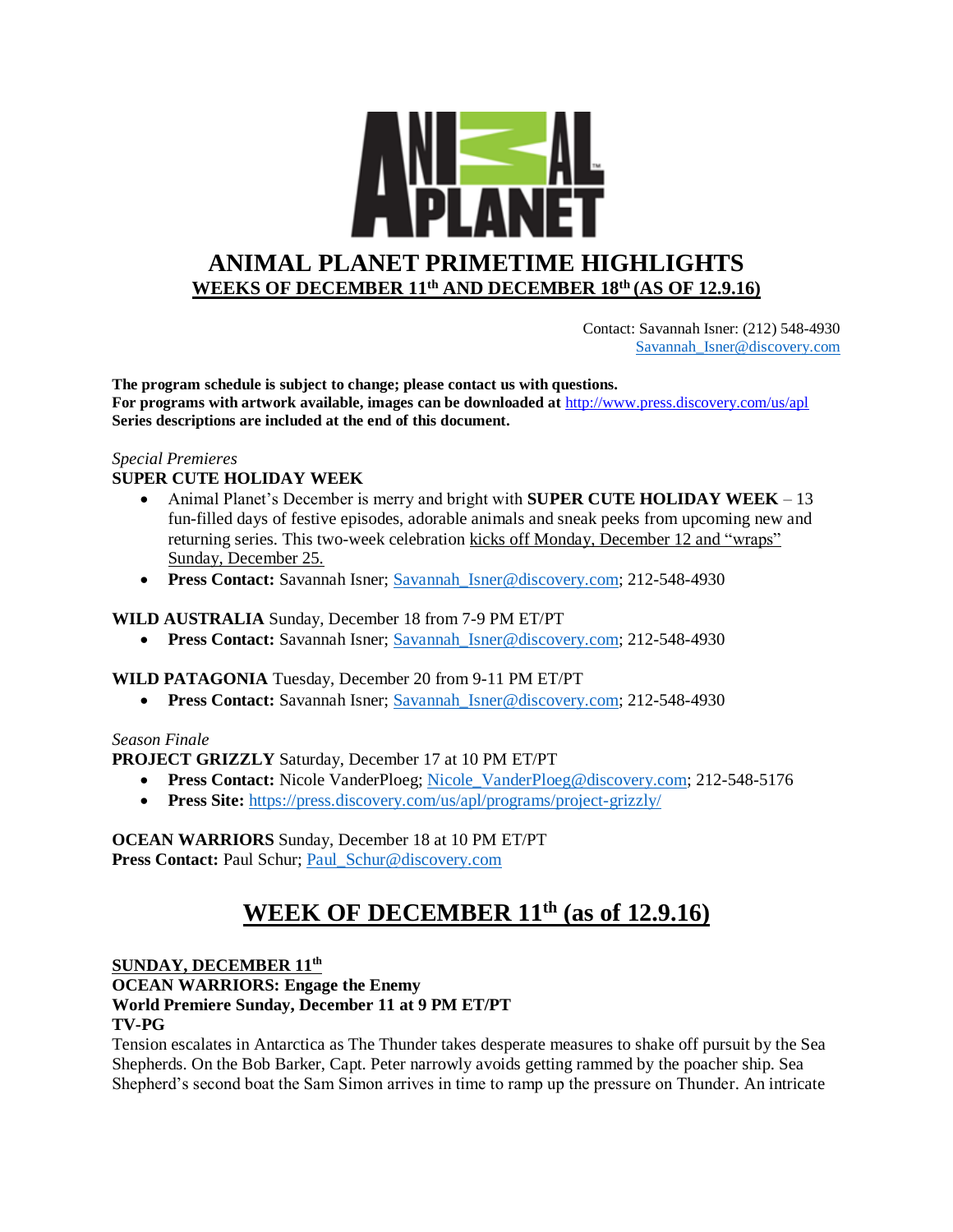# ANIMAL PLANET PRIMETIME HIGHLIGHTS

## WEEKS OF DECEMBER 11th AND DECEMBER 18th (AS OF 12.9.16)

Contact: Savannah Isner: (212) 548-4930
Savannah_Isner@discovery.com

**The program schedule is subject to change; please contact us with questions.**
**For programs with artwork available, images can be downloaded at** http://www.press.discovery.com/us/apl
**Series descriptions are included at the end of this document.**

*Special Premieres*

**SUPER CUTE HOLIDAY WEEK**

- Animal Planet's December is merry and bright with **SUPER CUTE HOLIDAY WEEK** – 13 fun-filled days of festive episodes, adorable animals and sneak peeks from upcoming new and returning series. This two-week celebration kicks off Monday, December 12 and "wraps" Sunday, December 25.
- **Press Contact:** Savannah Isner; Savannah_Isner@discovery.com; 212-548-4930

**WILD AUSTRALIA** Sunday, December 18 from 7-9 PM ET/PT

- **Press Contact:** Savannah Isner; Savannah_Isner@discovery.com; 212-548-4930

**WILD PATAGONIA** Tuesday, December 20 from 9-11 PM ET/PT

- **Press Contact:** Savannah Isner; Savannah_Isner@discovery.com; 212-548-4930

*Season Finale*

**PROJECT GRIZZLY** Saturday, December 17 at 10 PM ET/PT

- **Press Contact:** Nicole VanderPloeg; Nicole_VanderPloeg@discovery.com; 212-548-5176
- **Press Site:** https://press.discovery.com/us/apl/programs/project-grizzly/

**OCEAN WARRIORS** Sunday, December 18 at 10 PM ET/PT
**Press Contact:** Paul Schur; Paul_Schur@discovery.com

## WEEK OF DECEMBER 11th (as of 12.9.16)

**SUNDAY, DECEMBER 11th**
**OCEAN WARRIORS: Engage the Enemy**
**World Premiere Sunday, December 11 at 9 PM ET/PT**
**TV-PG**
Tension escalates in Antarctica as The Thunder takes desperate measures to shake off pursuit by the Sea Shepherds. On the Bob Barker, Capt. Peter narrowly avoids getting rammed by the poacher ship. Sea Shepherd's second boat the Sam Simon arrives in time to ramp up the pressure on Thunder. An intricate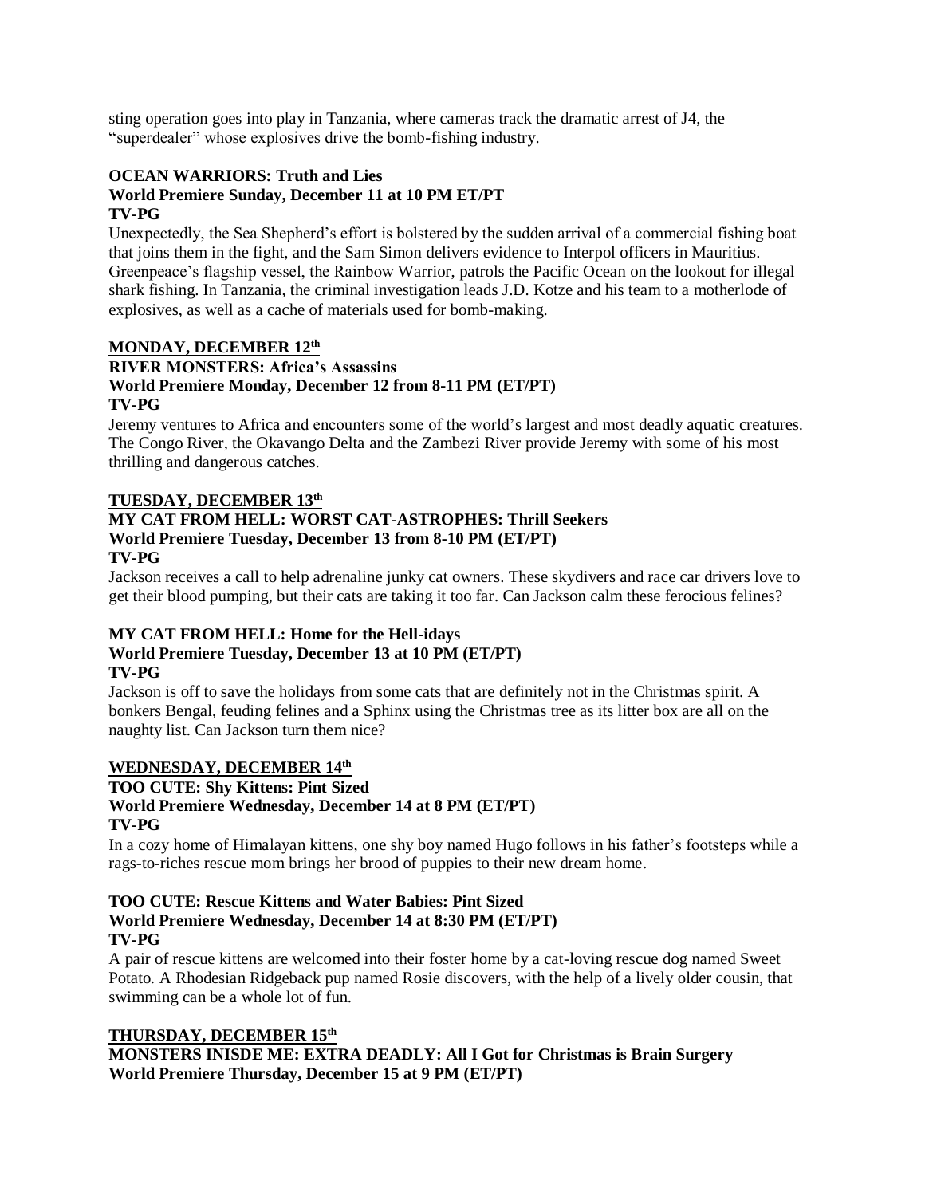sting operation goes into play in Tanzania, where cameras track the dramatic arrest of J4, the "superdealer" whose explosives drive the bomb-fishing industry.

**OCEAN WARRIORS: Truth and Lies**
**World Premiere Sunday, December 11 at 10 PM ET/PT**
**TV-PG**

Unexpectedly, the Sea Shepherd's effort is bolstered by the sudden arrival of a commercial fishing boat that joins them in the fight, and the Sam Simon delivers evidence to Interpol officers in Mauritius. Greenpeace's flagship vessel, the Rainbow Warrior, patrols the Pacific Ocean on the lookout for illegal shark fishing. In Tanzania, the criminal investigation leads J.D. Kotze and his team to a motherlode of explosives, as well as a cache of materials used for bomb-making.

**MONDAY, DECEMBER 12th**

**RIVER MONSTERS: Africa's Assassins**
**World Premiere Monday, December 12 from 8-11 PM (ET/PT)**
**TV-PG**

Jeremy ventures to Africa and encounters some of the world's largest and most deadly aquatic creatures. The Congo River, the Okavango Delta and the Zambezi River provide Jeremy with some of his most thrilling and dangerous catches.

**TUESDAY, DECEMBER 13th**

**MY CAT FROM HELL: WORST CAT-ASTROPHES: Thrill Seekers**
**World Premiere Tuesday, December 13 from 8-10 PM (ET/PT)**
**TV-PG**

Jackson receives a call to help adrenaline junky cat owners. These skydivers and race car drivers love to get their blood pumping, but their cats are taking it too far. Can Jackson calm these ferocious felines?

**MY CAT FROM HELL: Home for the Hell-idays**
**World Premiere Tuesday, December 13 at 10 PM (ET/PT)**
**TV-PG**

Jackson is off to save the holidays from some cats that are definitely not in the Christmas spirit. A bonkers Bengal, feuding felines and a Sphinx using the Christmas tree as its litter box are all on the naughty list. Can Jackson turn them nice?

**WEDNESDAY, DECEMBER 14th**

**TOO CUTE: Shy Kittens: Pint Sized**
**World Premiere Wednesday, December 14 at 8 PM (ET/PT)**
**TV-PG**

In a cozy home of Himalayan kittens, one shy boy named Hugo follows in his father's footsteps while a rags-to-riches rescue mom brings her brood of puppies to their new dream home.

**TOO CUTE: Rescue Kittens and Water Babies: Pint Sized**
**World Premiere Wednesday, December 14 at 8:30 PM (ET/PT)**
**TV-PG**

A pair of rescue kittens are welcomed into their foster home by a cat-loving rescue dog named Sweet Potato. A Rhodesian Ridgeback pup named Rosie discovers, with the help of a lively older cousin, that swimming can be a whole lot of fun.

**THURSDAY, DECEMBER 15th**

**MONSTERS INISDE ME: EXTRA DEADLY: All I Got for Christmas is Brain Surgery**
**World Premiere Thursday, December 15 at 9 PM (ET/PT)**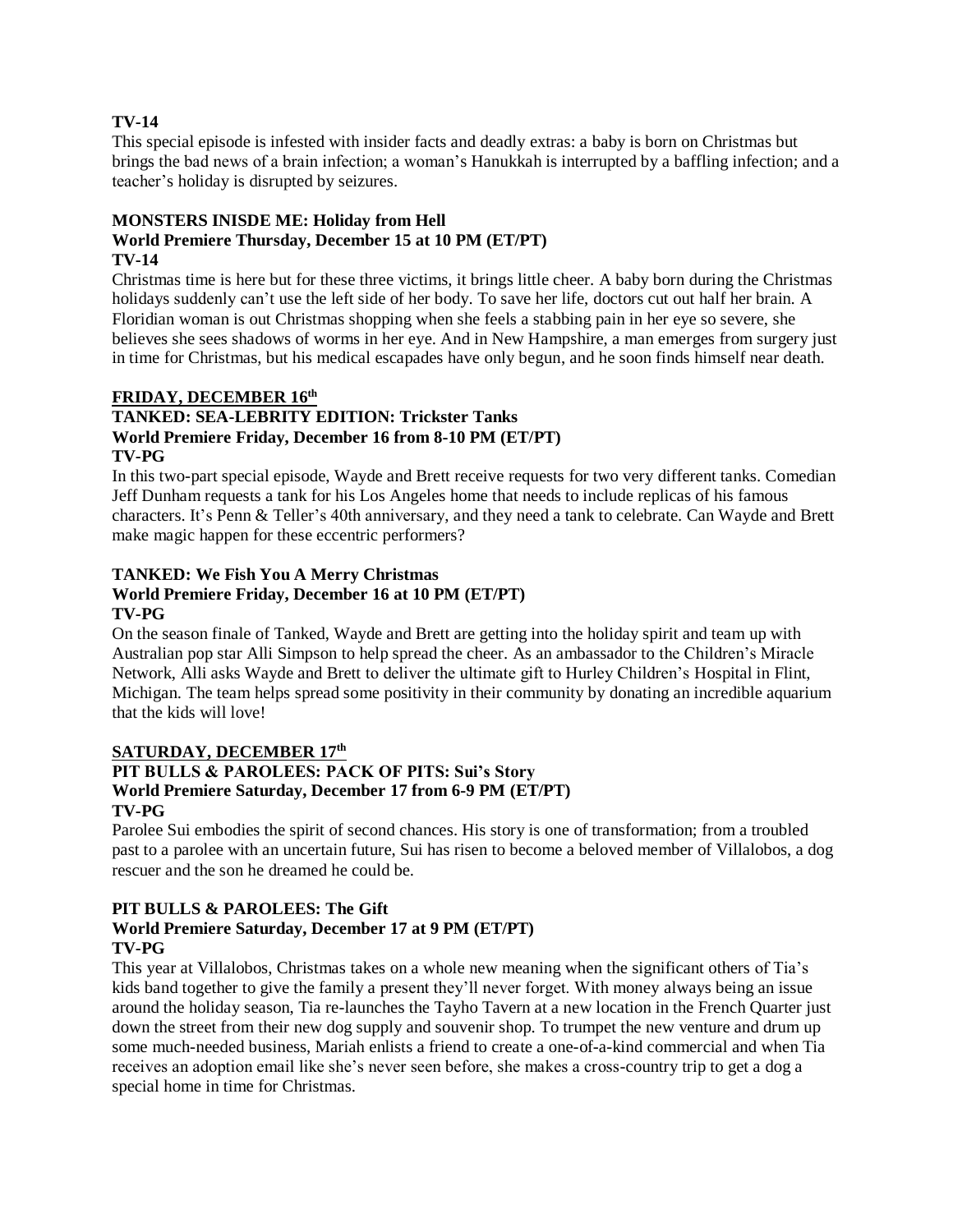**TV-14**

This special episode is infested with insider facts and deadly extras: a baby is born on Christmas but brings the bad news of a brain infection; a woman's Hanukkah is interrupted by a baffling infection; and a teacher's holiday is disrupted by seizures.

**MONSTERS INISDE ME: Holiday from Hell**
**World Premiere Thursday, December 15 at 10 PM (ET/PT)**
**TV-14**

Christmas time is here but for these three victims, it brings little cheer. A baby born during the Christmas holidays suddenly can't use the left side of her body. To save her life, doctors cut out half her brain. A Floridian woman is out Christmas shopping when she feels a stabbing pain in her eye so severe, she believes she sees shadows of worms in her eye. And in New Hampshire, a man emerges from surgery just in time for Christmas, but his medical escapades have only begun, and he soon finds himself near death.

**FRIDAY, DECEMBER 16th**

**TANKED: SEA-LEBRITY EDITION: Trickster Tanks**
**World Premiere Friday, December 16 from 8-10 PM (ET/PT)**
**TV-PG**

In this two-part special episode, Wayde and Brett receive requests for two very different tanks. Comedian Jeff Dunham requests a tank for his Los Angeles home that needs to include replicas of his famous characters. It's Penn & Teller's 40th anniversary, and they need a tank to celebrate. Can Wayde and Brett make magic happen for these eccentric performers?

**TANKED: We Fish You A Merry Christmas**
**World Premiere Friday, December 16 at 10 PM (ET/PT)**
**TV-PG**

On the season finale of Tanked, Wayde and Brett are getting into the holiday spirit and team up with Australian pop star Alli Simpson to help spread the cheer. As an ambassador to the Children's Miracle Network, Alli asks Wayde and Brett to deliver the ultimate gift to Hurley Children's Hospital in Flint, Michigan. The team helps spread some positivity in their community by donating an incredible aquarium that the kids will love!

**SATURDAY, DECEMBER 17th**

**PIT BULLS & PAROLEES: PACK OF PITS: Sui's Story**
**World Premiere Saturday, December 17 from 6-9 PM (ET/PT)**
**TV-PG**

Parolee Sui embodies the spirit of second chances. His story is one of transformation; from a troubled past to a parolee with an uncertain future, Sui has risen to become a beloved member of Villalobos, a dog rescuer and the son he dreamed he could be.

**PIT BULLS & PAROLEES: The Gift**
**World Premiere Saturday, December 17 at 9 PM (ET/PT)**
**TV-PG**

This year at Villalobos, Christmas takes on a whole new meaning when the significant others of Tia's kids band together to give the family a present they'll never forget. With money always being an issue around the holiday season, Tia re-launches the Tayho Tavern at a new location in the French Quarter just down the street from their new dog supply and souvenir shop. To trumpet the new venture and drum up some much-needed business, Mariah enlists a friend to create a one-of-a-kind commercial and when Tia receives an adoption email like she's never seen before, she makes a cross-country trip to get a dog a special home in time for Christmas.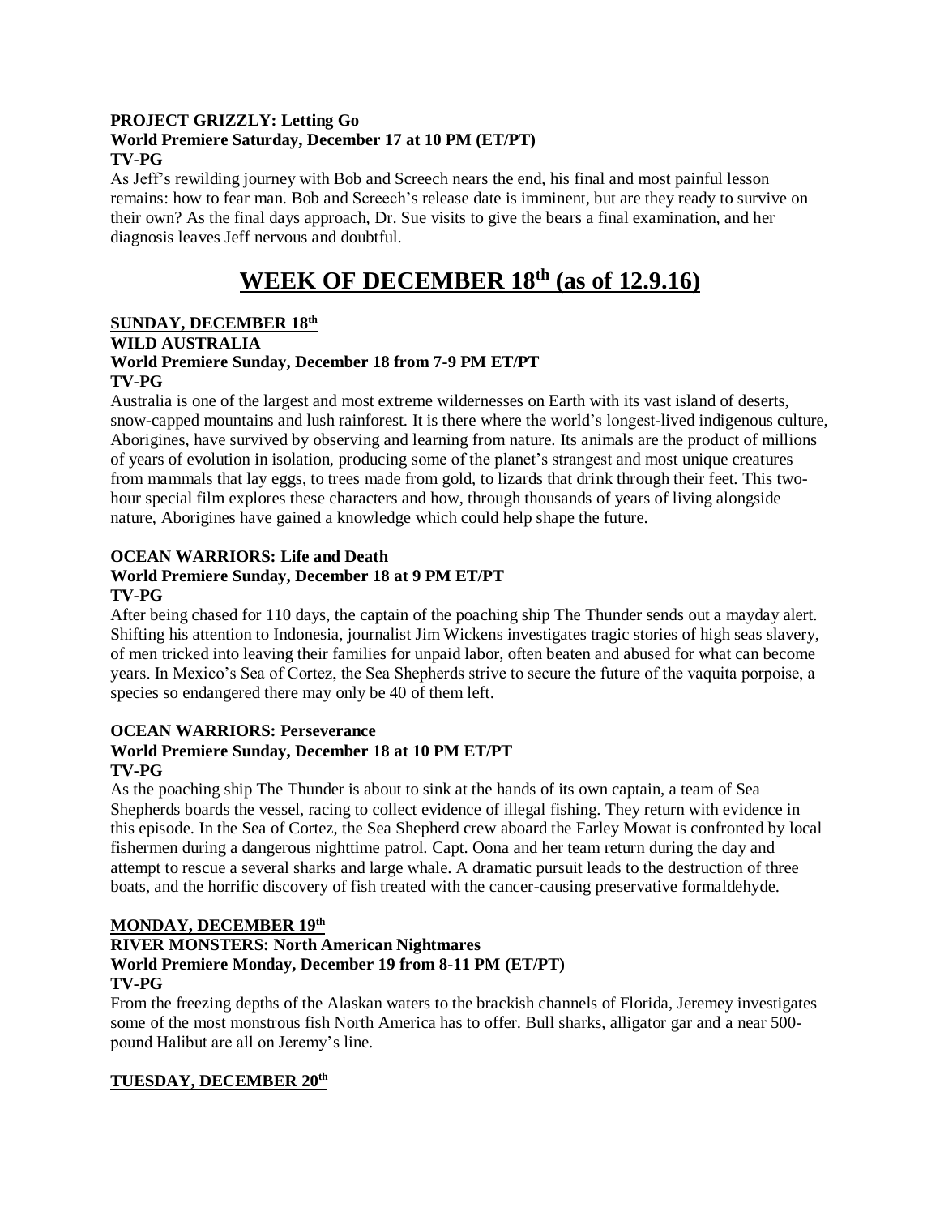**PROJECT GRIZZLY: Letting Go**
**World Premiere Saturday, December 17 at 10 PM (ET/PT)**
**TV-PG**

As Jeff's rewilding journey with Bob and Screech nears the end, his final and most painful lesson remains: how to fear man. Bob and Screech's release date is imminent, but are they ready to survive on their own? As the final days approach, Dr. Sue visits to give the bears a final examination, and her diagnosis leaves Jeff nervous and doubtful.

# WEEK OF DECEMBER 18th (as of 12.9.16)

**SUNDAY, DECEMBER 18th**

**WILD AUSTRALIA**
**World Premiere Sunday, December 18 from 7-9 PM ET/PT**
**TV-PG**

Australia is one of the largest and most extreme wildernesses on Earth with its vast island of deserts, snow-capped mountains and lush rainforest. It is there where the world's longest-lived indigenous culture, Aborigines, have survived by observing and learning from nature. Its animals are the product of millions of years of evolution in isolation, producing some of the planet's strangest and most unique creatures from mammals that lay eggs, to trees made from gold, to lizards that drink through their feet. This two-hour special film explores these characters and how, through thousands of years of living alongside nature, Aborigines have gained a knowledge which could help shape the future.

**OCEAN WARRIORS: Life and Death**
**World Premiere Sunday, December 18 at 9 PM ET/PT**
**TV-PG**

After being chased for 110 days, the captain of the poaching ship The Thunder sends out a mayday alert. Shifting his attention to Indonesia, journalist Jim Wickens investigates tragic stories of high seas slavery, of men tricked into leaving their families for unpaid labor, often beaten and abused for what can become years. In Mexico's Sea of Cortez, the Sea Shepherds strive to secure the future of the vaquita porpoise, a species so endangered there may only be 40 of them left.

**OCEAN WARRIORS: Perseverance**
**World Premiere Sunday, December 18 at 10 PM ET/PT**
**TV-PG**

As the poaching ship The Thunder is about to sink at the hands of its own captain, a team of Sea Shepherds boards the vessel, racing to collect evidence of illegal fishing. They return with evidence in this episode. In the Sea of Cortez, the Sea Shepherd crew aboard the Farley Mowat is confronted by local fishermen during a dangerous nighttime patrol. Capt. Oona and her team return during the day and attempt to rescue a several sharks and large whale. A dramatic pursuit leads to the destruction of three boats, and the horrific discovery of fish treated with the cancer-causing preservative formaldehyde.

**MONDAY, DECEMBER 19th**

**RIVER MONSTERS: North American Nightmares**
**World Premiere Monday, December 19 from 8-11 PM (ET/PT)**
**TV-PG**

From the freezing depths of the Alaskan waters to the brackish channels of Florida, Jeremey investigates some of the most monstrous fish North America has to offer. Bull sharks, alligator gar and a near 500-pound Halibut are all on Jeremy's line.

**TUESDAY, DECEMBER 20th**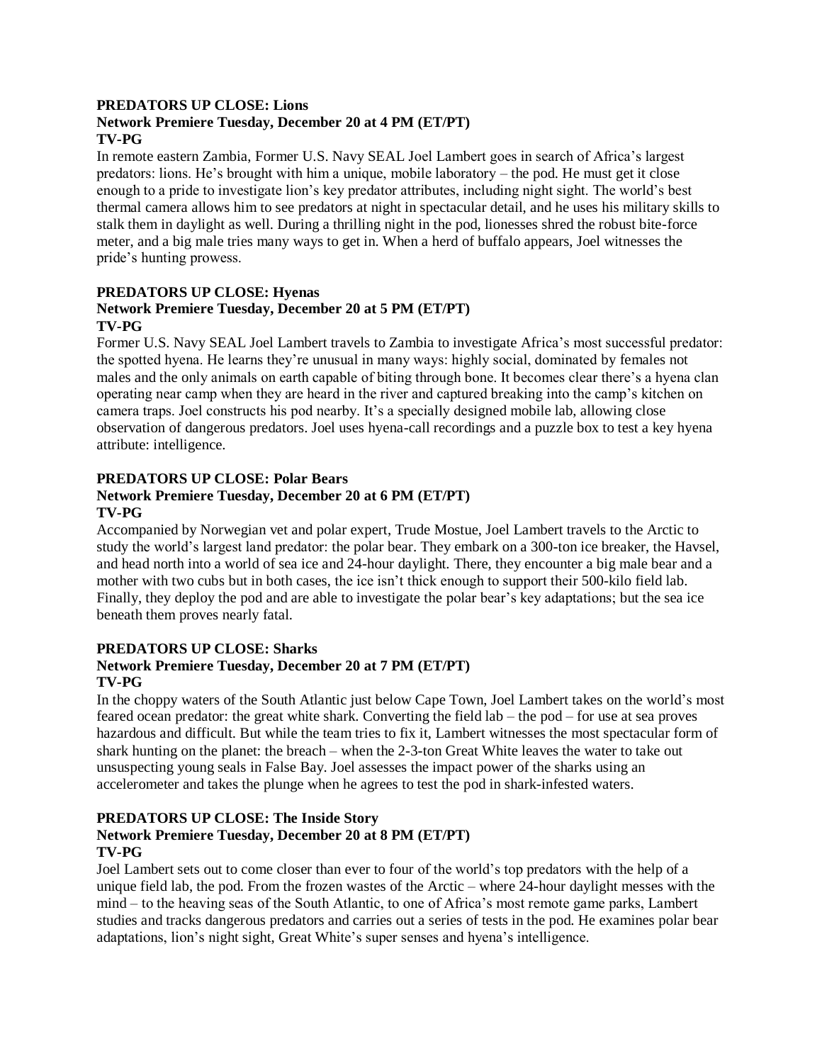**PREDATORS UP CLOSE: Lions**
**Network Premiere Tuesday, December 20 at 4 PM (ET/PT)**
**TV-PG**

In remote eastern Zambia, Former U.S. Navy SEAL Joel Lambert goes in search of Africa's largest predators: lions. He's brought with him a unique, mobile laboratory – the pod. He must get it close enough to a pride to investigate lion's key predator attributes, including night sight. The world's best thermal camera allows him to see predators at night in spectacular detail, and he uses his military skills to stalk them in daylight as well. During a thrilling night in the pod, lionesses shred the robust bite-force meter, and a big male tries many ways to get in. When a herd of buffalo appears, Joel witnesses the pride's hunting prowess.

**PREDATORS UP CLOSE: Hyenas**
**Network Premiere Tuesday, December 20 at 5 PM (ET/PT)**
**TV-PG**

Former U.S. Navy SEAL Joel Lambert travels to Zambia to investigate Africa's most successful predator: the spotted hyena. He learns they're unusual in many ways: highly social, dominated by females not males and the only animals on earth capable of biting through bone. It becomes clear there's a hyena clan operating near camp when they are heard in the river and captured breaking into the camp's kitchen on camera traps. Joel constructs his pod nearby. It's a specially designed mobile lab, allowing close observation of dangerous predators. Joel uses hyena-call recordings and a puzzle box to test a key hyena attribute: intelligence.

**PREDATORS UP CLOSE: Polar Bears**
**Network Premiere Tuesday, December 20 at 6 PM (ET/PT)**
**TV-PG**

Accompanied by Norwegian vet and polar expert, Trude Mostue, Joel Lambert travels to the Arctic to study the world's largest land predator: the polar bear. They embark on a 300-ton ice breaker, the Havsel, and head north into a world of sea ice and 24-hour daylight. There, they encounter a big male bear and a mother with two cubs but in both cases, the ice isn't thick enough to support their 500-kilo field lab. Finally, they deploy the pod and are able to investigate the polar bear's key adaptations; but the sea ice beneath them proves nearly fatal.

**PREDATORS UP CLOSE: Sharks**
**Network Premiere Tuesday, December 20 at 7 PM (ET/PT)**
**TV-PG**

In the choppy waters of the South Atlantic just below Cape Town, Joel Lambert takes on the world's most feared ocean predator: the great white shark. Converting the field lab – the pod – for use at sea proves hazardous and difficult. But while the team tries to fix it, Lambert witnesses the most spectacular form of shark hunting on the planet: the breach – when the 2-3-ton Great White leaves the water to take out unsuspecting young seals in False Bay. Joel assesses the impact power of the sharks using an accelerometer and takes the plunge when he agrees to test the pod in shark-infested waters.

**PREDATORS UP CLOSE: The Inside Story**
**Network Premiere Tuesday, December 20 at 8 PM (ET/PT)**
**TV-PG**

Joel Lambert sets out to come closer than ever to four of the world's top predators with the help of a unique field lab, the pod. From the frozen wastes of the Arctic – where 24-hour daylight messes with the mind – to the heaving seas of the South Atlantic, to one of Africa's most remote game parks, Lambert studies and tracks dangerous predators and carries out a series of tests in the pod. He examines polar bear adaptations, lion's night sight, Great White's super senses and hyena's intelligence.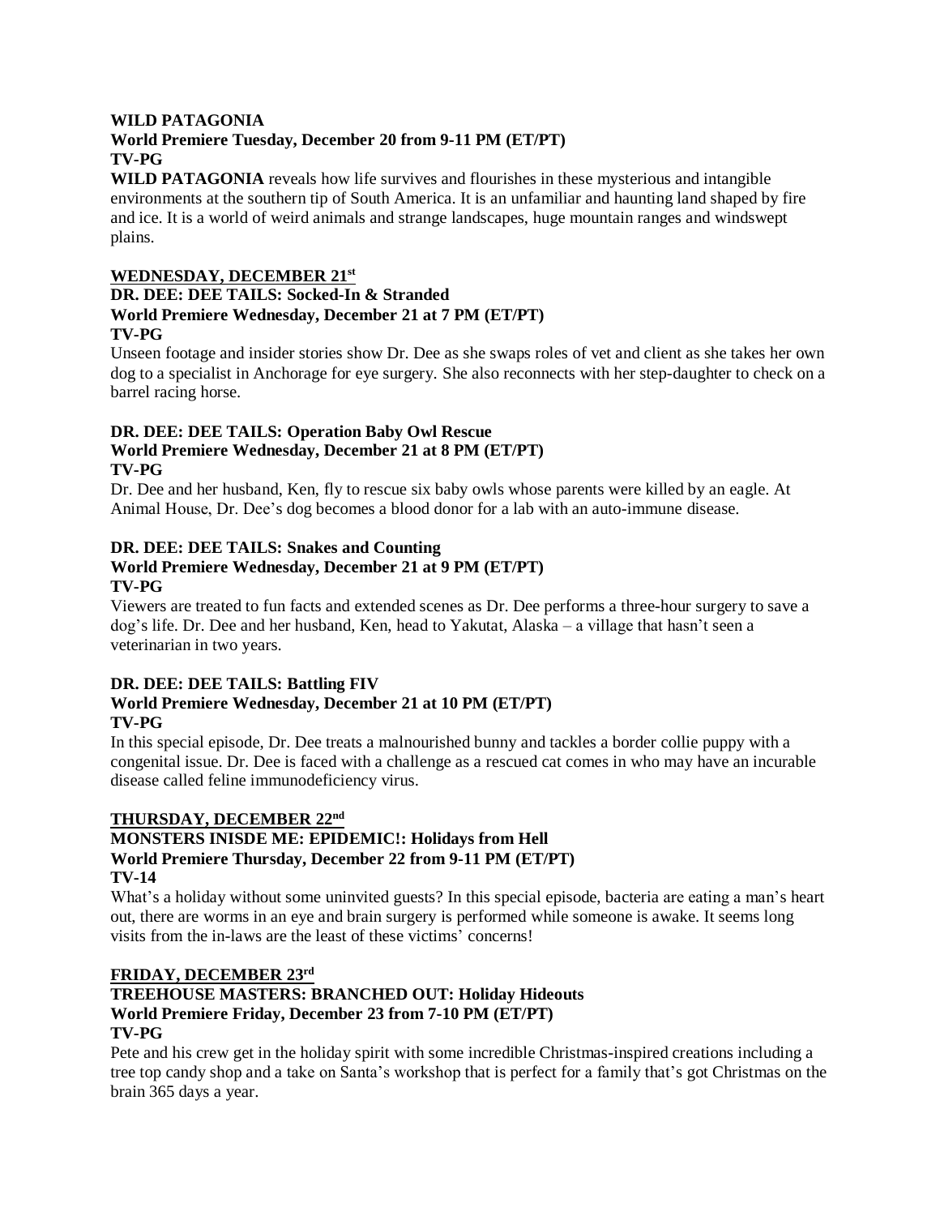**WILD PATAGONIA**
**World Premiere Tuesday, December 20 from 9-11 PM (ET/PT)**
**TV-PG**

**WILD PATAGONIA** reveals how life survives and flourishes in these mysterious and intangible environments at the southern tip of South America. It is an unfamiliar and haunting land shaped by fire and ice. It is a world of weird animals and strange landscapes, huge mountain ranges and windswept plains.

## WEDNESDAY, DECEMBER 21st

**DR. DEE: DEE TAILS: Socked-In & Stranded**
**World Premiere Wednesday, December 21 at 7 PM (ET/PT)**
**TV-PG**

Unseen footage and insider stories show Dr. Dee as she swaps roles of vet and client as she takes her own dog to a specialist in Anchorage for eye surgery. She also reconnects with her step-daughter to check on a barrel racing horse.

**DR. DEE: DEE TAILS: Operation Baby Owl Rescue**
**World Premiere Wednesday, December 21 at 8 PM (ET/PT)**
**TV-PG**

Dr. Dee and her husband, Ken, fly to rescue six baby owls whose parents were killed by an eagle. At Animal House, Dr. Dee's dog becomes a blood donor for a lab with an auto-immune disease.

**DR. DEE: DEE TAILS: Snakes and Counting**
**World Premiere Wednesday, December 21 at 9 PM (ET/PT)**
**TV-PG**

Viewers are treated to fun facts and extended scenes as Dr. Dee performs a three-hour surgery to save a dog's life. Dr. Dee and her husband, Ken, head to Yakutat, Alaska – a village that hasn't seen a veterinarian in two years.

**DR. DEE: DEE TAILS: Battling FIV**
**World Premiere Wednesday, December 21 at 10 PM (ET/PT)**
**TV-PG**

In this special episode, Dr. Dee treats a malnourished bunny and tackles a border collie puppy with a congenital issue. Dr. Dee is faced with a challenge as a rescued cat comes in who may have an incurable disease called feline immunodeficiency virus.

## THURSDAY, DECEMBER 22nd

**MONSTERS INISDE ME: EPIDEMIC!: Holidays from Hell**
**World Premiere Thursday, December 22 from 9-11 PM (ET/PT)**
**TV-14**

What's a holiday without some uninvited guests? In this special episode, bacteria are eating a man's heart out, there are worms in an eye and brain surgery is performed while someone is awake. It seems long visits from the in-laws are the least of these victims' concerns!

## FRIDAY, DECEMBER 23rd

**TREEHOUSE MASTERS: BRANCHED OUT: Holiday Hideouts**
**World Premiere Friday, December 23 from 7-10 PM (ET/PT)**
**TV-PG**

Pete and his crew get in the holiday spirit with some incredible Christmas-inspired creations including a tree top candy shop and a take on Santa's workshop that is perfect for a family that's got Christmas on the brain 365 days a year.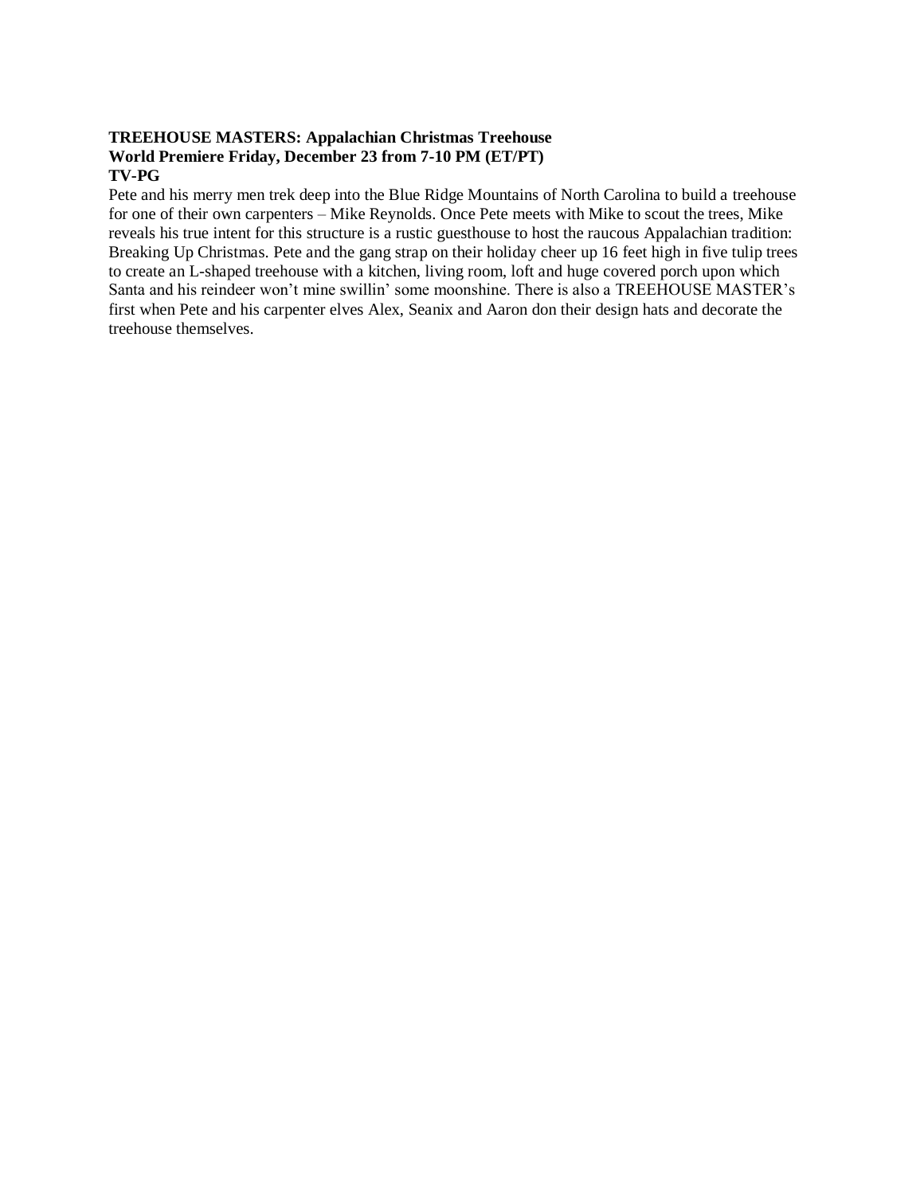**TREEHOUSE MASTERS: Appalachian Christmas Treehouse**
**World Premiere Friday, December 23 from 7-10 PM (ET/PT)**
**TV-PG**

Pete and his merry men trek deep into the Blue Ridge Mountains of North Carolina to build a treehouse for one of their own carpenters – Mike Reynolds. Once Pete meets with Mike to scout the trees, Mike reveals his true intent for this structure is a rustic guesthouse to host the raucous Appalachian tradition: Breaking Up Christmas. Pete and the gang strap on their holiday cheer up 16 feet high in five tulip trees to create an L-shaped treehouse with a kitchen, living room, loft and huge covered porch upon which Santa and his reindeer won't mine swillin' some moonshine. There is also a TREEHOUSE MASTER's first when Pete and his carpenter elves Alex, Seanix and Aaron don their design hats and decorate the treehouse themselves.